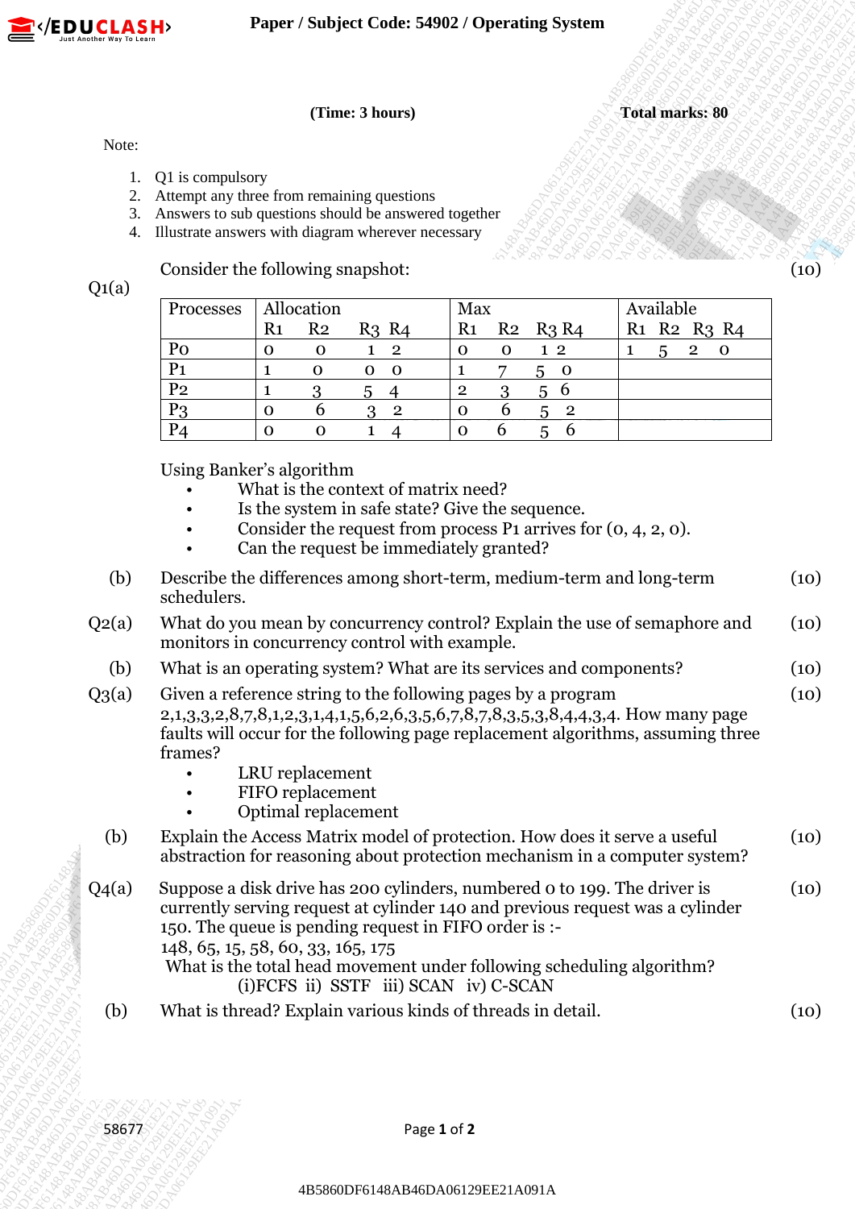**Paper / Subject Code: 54902 / Operating System**

**(Time: 3 hours)** **Total marks: 80**

Note:

1. Q1 is compulsory
2. Attempt any three from remaining questions
3. Answers to sub questions should be answered together
4. Illustrate answers with diagram wherever necessary

**Q1(a)** Consider the following snapshot: (10)

| Processes | Allocation | | | | Max | | | | Available | | | |
|---|---|---|---|---|---|---|---|---|---|---|---|---|
| | R1 | R2 | R3 | R4 | R1 | R2 | R3 | R4 | R1 | R2 | R3 | R4 |
| P0 | 0 | 0 | 1 | 2 | 0 | 0 | 1 | 2 | 1 | 5 | 2 | 0 |
| P1 | 1 | 0 | 0 | 0 | 1 | 7 | 5 | 0 | | | | |
| P2 | 1 | 3 | 5 | 4 | 2 | 3 | 5 | 6 | | | | |
| P3 | 0 | 6 | 3 | 2 | 0 | 6 | 5 | 2 | | | | |
| P4 | 0 | 0 | 1 | 4 | 0 | 6 | 5 | 6 | | | | |

Using Banker's algorithm

- What is the context of matrix need?
- Is the system in safe state? Give the sequence.
- Consider the request from process P1 arrives for (0, 4, 2, 0).
- Can the request be immediately granted?

**(b)** Describe the differences among short-term, medium-term and long-term schedulers. (10)

**Q2(a)** What do you mean by concurrency control? Explain the use of semaphore and monitors in concurrency control with example. (10)

**(b)** What is an operating system? What are its services and components? (10)

**Q3(a)** Given a reference string to the following pages by a program 2,1,3,3,2,8,7,8,1,2,3,1,4,1,5,6,2,6,3,5,6,7,8,7,8,3,5,3,8,4,4,3,4. How many page faults will occur for the following page replacement algorithms, assuming three frames? (10)

- LRU replacement
- FIFO replacement
- Optimal replacement

**(b)** Explain the Access Matrix model of protection. How does it serve a useful abstraction for reasoning about protection mechanism in a computer system? (10)

**Q4(a)** Suppose a disk drive has 200 cylinders, numbered 0 to 199. The driver is currently serving request at cylinder 140 and previous request was a cylinder 150. The queue is pending request in FIFO order is :- (10)

148, 65, 15, 58, 60, 33, 165, 175

What is the total head movement under following scheduling algorithm?

(i)FCFS ii) SSTF iii) SCAN iv) C-SCAN

**(b)** What is thread? Explain various kinds of threads in detail. (10)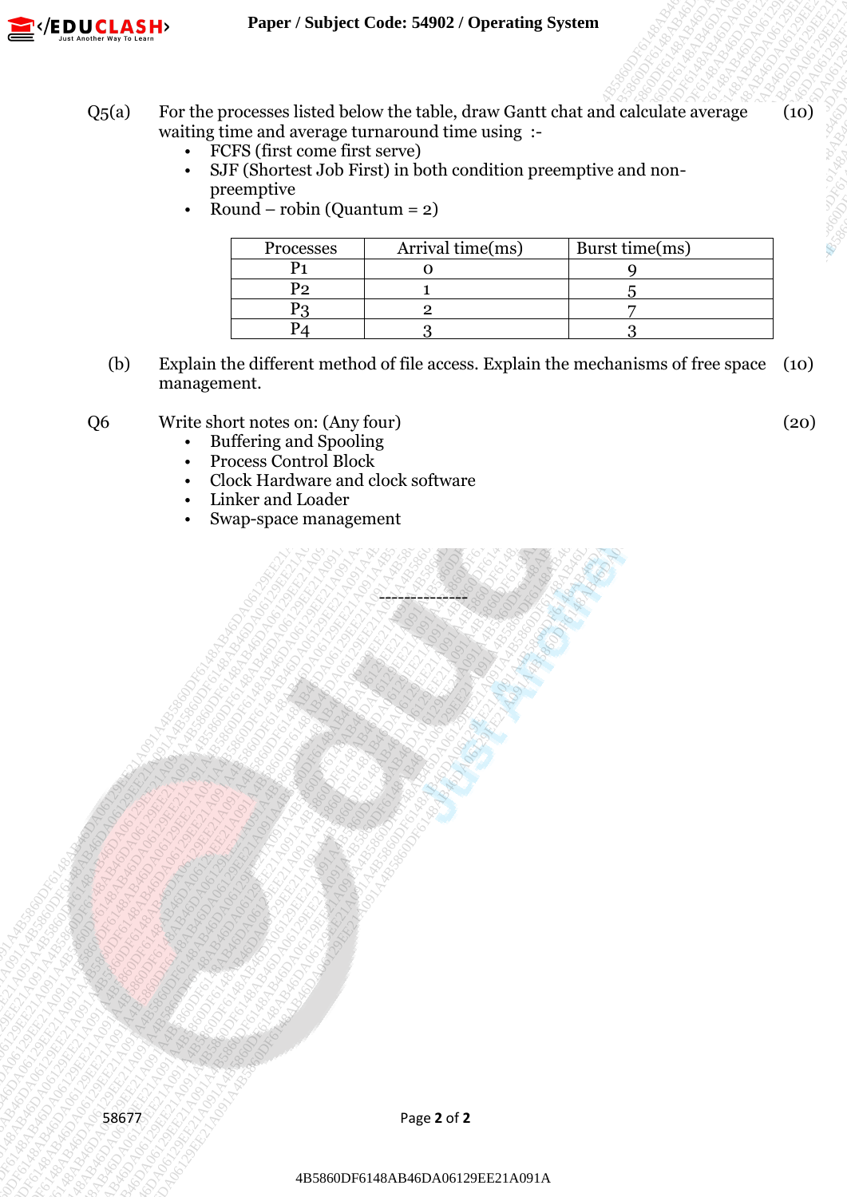Q5(a) For the processes listed below the table, draw Gantt chat and calculate average waiting time and average turnaround time using :- (10)

- FCFS (first come first serve)
- SJF (Shortest Job First) in both condition preemptive and non-preemptive
- Round – robin (Quantum = 2)

| Processes | Arrival time(ms) | Burst time(ms) |
| --- | --- | --- |
| P1 | 0 | 9 |
| P2 | 1 | 5 |
| P3 | 2 | 7 |
| P4 | 3 | 3 |

(b) Explain the different method of file access. Explain the mechanisms of free space management. (10)

Q6 Write short notes on: (Any four) (20)

- Buffering and Spooling
- Process Control Block
- Clock Hardware and clock software
- Linker and Loader
- Swap-space management

-------------